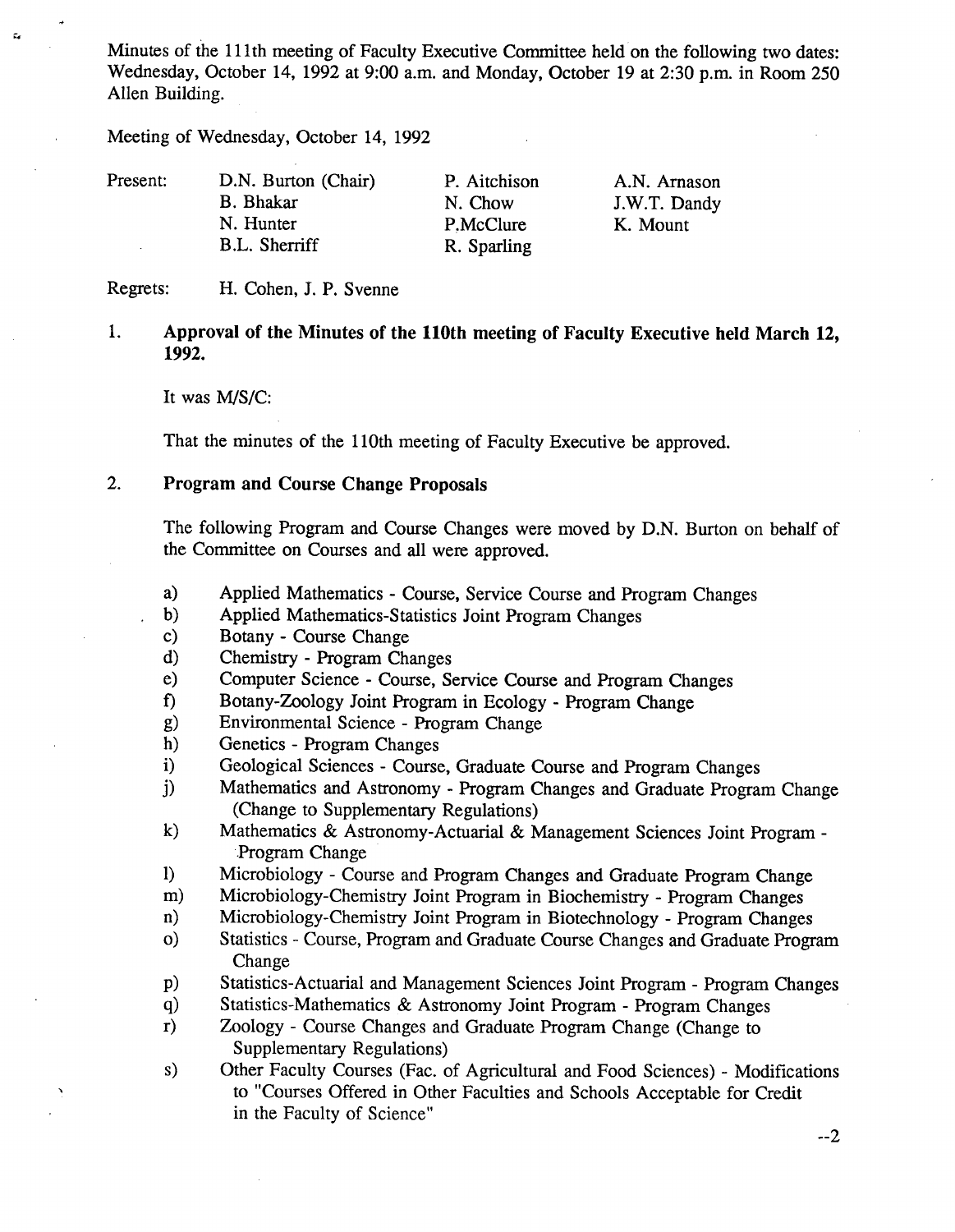Minutes of the 111th meeting of Faculty Executive Committee held on the following two dates: Wednesday, October 14, 1992 at 9:00 a.m. and Monday, October 19 at 2:30 p.m. in Room 250 Allen Building.

Meeting of Wednesday, October 14, 1992

| Present: | D.N. Burton (Chair) | P. Aitchison | A.N. Arnason |
|---|---|---|---|
| | B. Bhakar | N. Chow | J.W.T. Dandy |
| | N. Hunter | P.McClure | K. Mount |
| | B.L. Sherriff | R. Sparling | |

Regrets: H. Cohen, J. P. Svenne

1. **Approval of the Minutes of the 110th meeting of Faculty Executive held March 12, 1992.**

   It was M/S/C:

   That the minutes of the 110th meeting of Faculty Executive be approved.

2. **Program and Course Change Proposals**

   The following Program and Course Changes were moved by D.N. Burton on behalf of the Committee on Courses and all were approved.

   a) Applied Mathematics - Course, Service Course and Program Changes
   b) Applied Mathematics-Statistics Joint Program Changes
   c) Botany - Course Change
   d) Chemistry - Program Changes
   e) Computer Science - Course, Service Course and Program Changes
   f) Botany-Zoology Joint Program in Ecology - Program Change
   g) Environmental Science - Program Change
   h) Genetics - Program Changes
   i) Geological Sciences - Course, Graduate Course and Program Changes
   j) Mathematics and Astronomy - Program Changes and Graduate Program Change (Change to Supplementary Regulations)
   k) Mathematics & Astronomy-Actuarial & Management Sciences Joint Program - Program Change
   l) Microbiology - Course and Program Changes and Graduate Program Change
   m) Microbiology-Chemistry Joint Program in Biochemistry - Program Changes
   n) Microbiology-Chemistry Joint Program in Biotechnology - Program Changes
   o) Statistics - Course, Program and Graduate Course Changes and Graduate Program Change
   p) Statistics-Actuarial and Management Sciences Joint Program - Program Changes
   q) Statistics-Mathematics & Astronomy Joint Program - Program Changes
   r) Zoology - Course Changes and Graduate Program Change (Change to Supplementary Regulations)
   s) Other Faculty Courses (Fac. of Agricultural and Food Sciences) - Modifications to "Courses Offered in Other Faculties and Schools Acceptable for Credit in the Faculty of Science"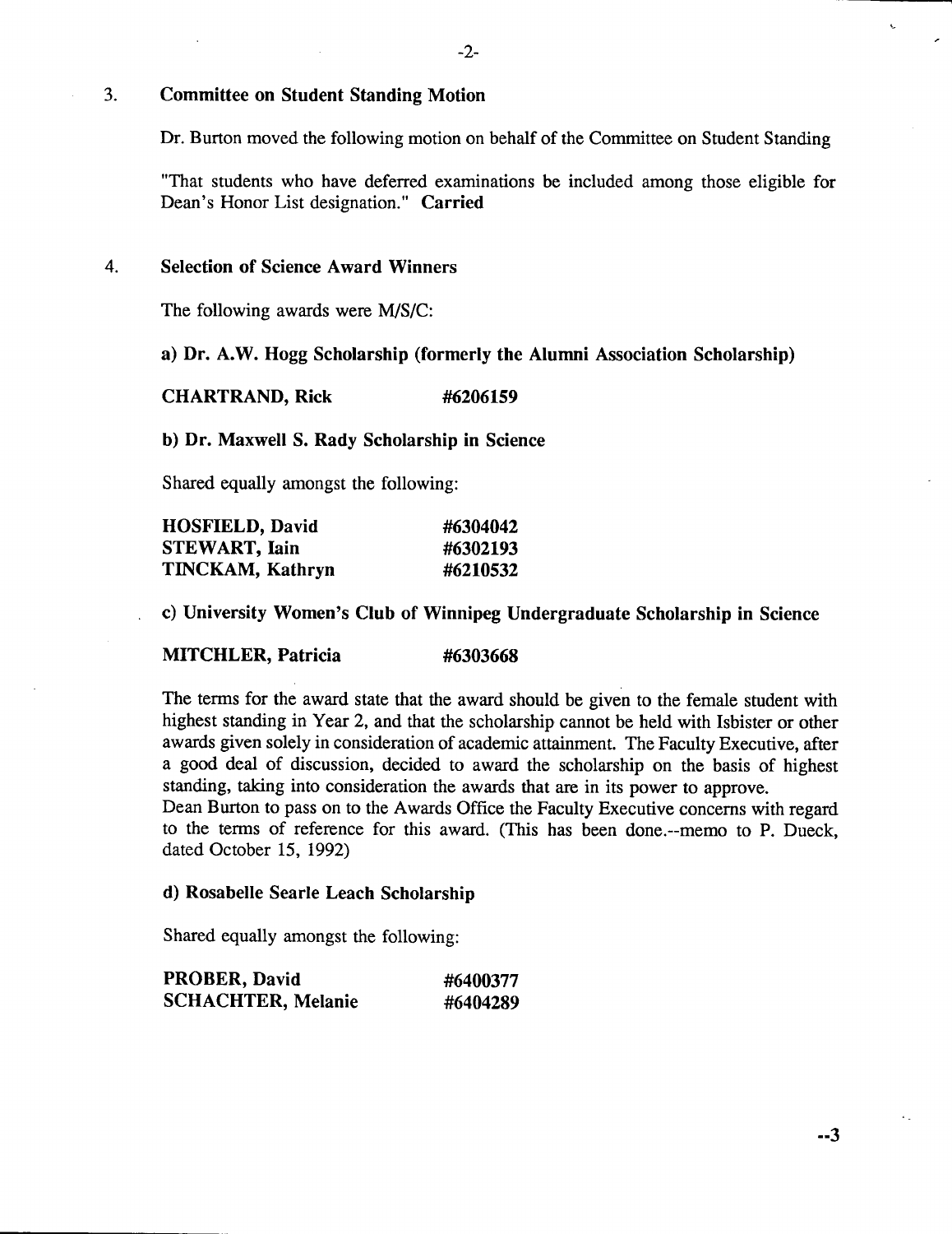## 3. Committee on Student Standing Motion

Dr. Burton moved the following motion on behalf of the Committee on Student Standing

"That students who have deferred examinations be included among those eligible for Dean's Honor List designation." **Carried**

## 4. Selection of Science Award Winners

The following awards were M/S/C:

**a) Dr. A.W. Hogg Scholarship (formerly the Alumni Association Scholarship)**

**CHARTRAND, Rick** **#6206159**

**b) Dr. Maxwell S. Rady Scholarship in Science**

Shared equally amongst the following:

| | |
|---|---|
| **HOSFIELD, David** | **#6304042** |
| **STEWART, Iain** | **#6302193** |
| **TINCKAM, Kathryn** | **#6210532** |

**c) University Women's Club of Winnipeg Undergraduate Scholarship in Science**

**MITCHLER, Patricia** **#6303668**

The terms for the award state that the award should be given to the female student with highest standing in Year 2, and that the scholarship cannot be held with Isbister or other awards given solely in consideration of academic attainment. The Faculty Executive, after a good deal of discussion, decided to award the scholarship on the basis of highest standing, taking into consideration the awards that are in its power to approve.
Dean Burton to pass on to the Awards Office the Faculty Executive concerns with regard to the terms of reference for this award. (This has been done.--memo to P. Dueck, dated October 15, 1992)

**d) Rosabelle Searle Leach Scholarship**

Shared equally amongst the following:

| | |
|---|---|
| **PROBER, David** | **#6400377** |
| **SCHACHTER, Melanie** | **#6404289** |

--3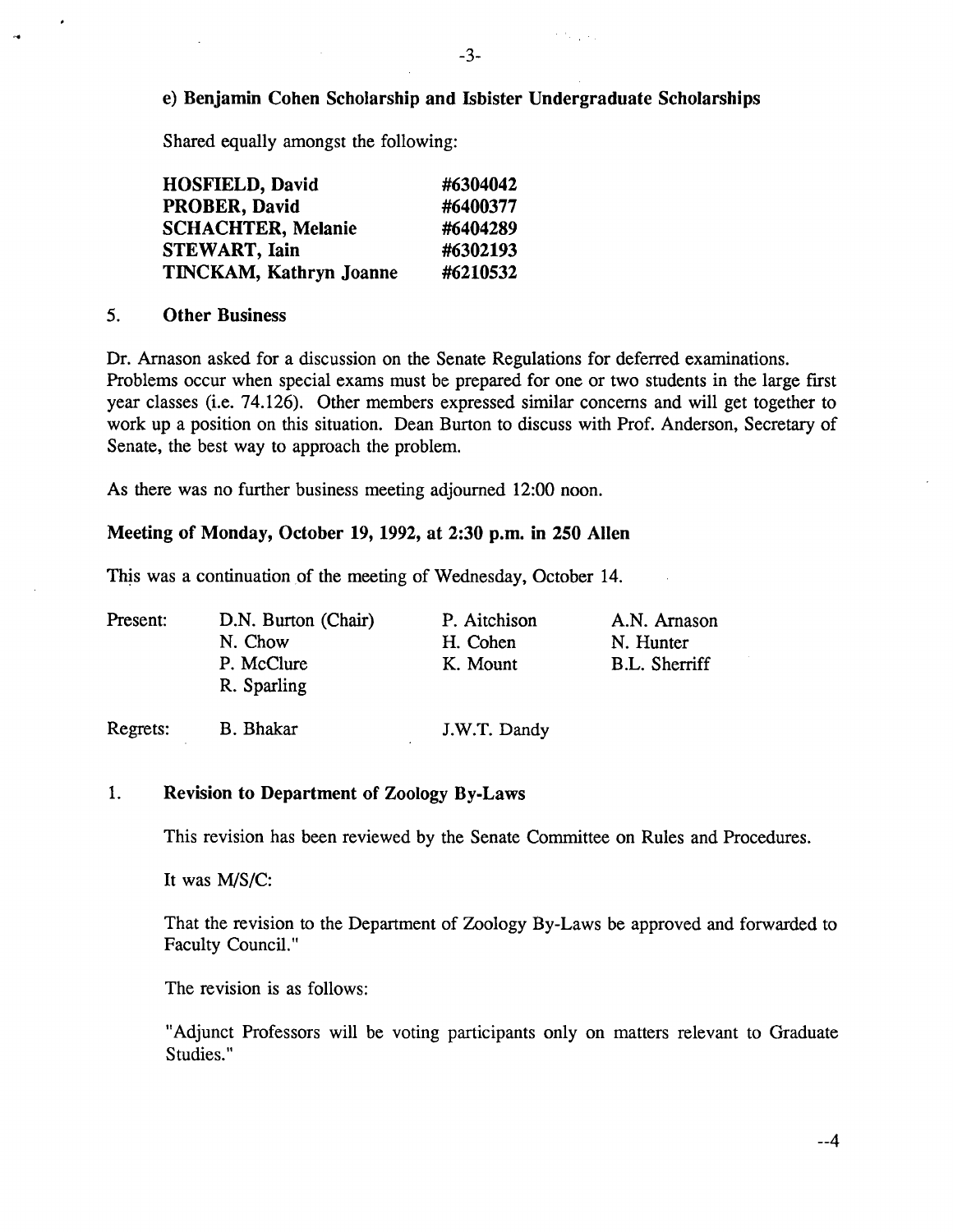**e) Benjamin Cohen Scholarship and Isbister Undergraduate Scholarships**

Shared equally amongst the following:

| | |
|---|---|
| **HOSFIELD, David** | **#6304042** |
| **PROBER, David** | **#6400377** |
| **SCHACHTER, Melanie** | **#6404289** |
| **STEWART, Iain** | **#6302193** |
| **TINCKAM, Kathryn Joanne** | **#6210532** |

## 5. Other Business

Dr. Arnason asked for a discussion on the Senate Regulations for deferred examinations. Problems occur when special exams must be prepared for one or two students in the large first year classes (i.e. 74.126). Other members expressed similar concerns and will get together to work up a position on this situation. Dean Burton to discuss with Prof. Anderson, Secretary of Senate, the best way to approach the problem.

As there was no further business meeting adjourned 12:00 noon.

## Meeting of Monday, October 19, 1992, at 2:30 p.m. in 250 Allen

This was a continuation of the meeting of Wednesday, October 14.

| | | | |
|---|---|---|---|
| Present: | D.N. Burton (Chair) | P. Aitchison | A.N. Arnason |
| | N. Chow | H. Cohen | N. Hunter |
| | P. McClure | K. Mount | B.L. Sherriff |
| | R. Sparling | | |
| Regrets: | B. Bhakar | J.W.T. Dandy | |

## 1. Revision to Department of Zoology By-Laws

This revision has been reviewed by the Senate Committee on Rules and Procedures.

It was M/S/C:

That the revision to the Department of Zoology By-Laws be approved and forwarded to Faculty Council."

The revision is as follows:

"Adjunct Professors will be voting participants only on matters relevant to Graduate Studies."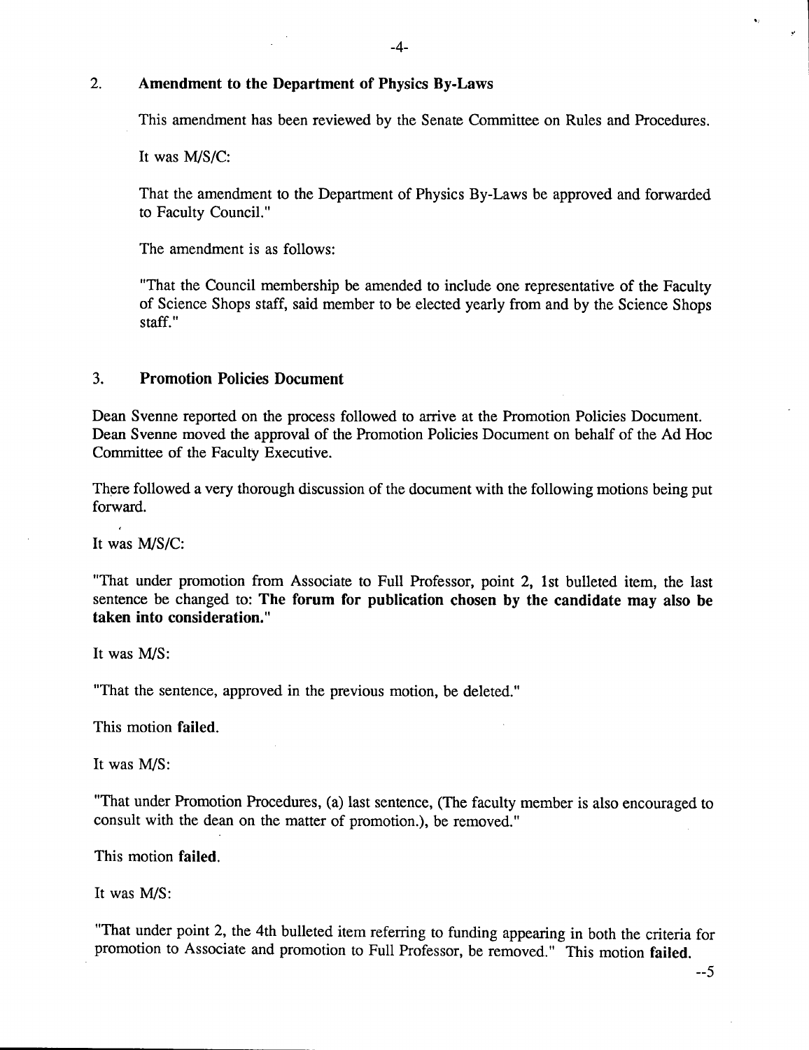## 2. Amendment to the Department of Physics By-Laws

This amendment has been reviewed by the Senate Committee on Rules and Procedures.

It was M/S/C:

That the amendment to the Department of Physics By-Laws be approved and forwarded to Faculty Council."

The amendment is as follows:

"That the Council membership be amended to include one representative of the Faculty of Science Shops staff, said member to be elected yearly from and by the Science Shops staff."

## 3. Promotion Policies Document

Dean Svenne reported on the process followed to arrive at the Promotion Policies Document. Dean Svenne moved the approval of the Promotion Policies Document on behalf of the Ad Hoc Committee of the Faculty Executive.

There followed a very thorough discussion of the document with the following motions being put forward.

It was M/S/C:

"That under promotion from Associate to Full Professor, point 2, 1st bulleted item, the last sentence be changed to: **The forum for publication chosen by the candidate may also be taken into consideration.**"

It was M/S:

"That the sentence, approved in the previous motion, be deleted."

This motion **failed**.

It was M/S:

"That under Promotion Procedures, (a) last sentence, (The faculty member is also encouraged to consult with the dean on the matter of promotion.), be removed."

This motion **failed**.

It was M/S:

"That under point 2, the 4th bulleted item referring to funding appearing in both the criteria for promotion to Associate and promotion to Full Professor, be removed." This motion **failed**.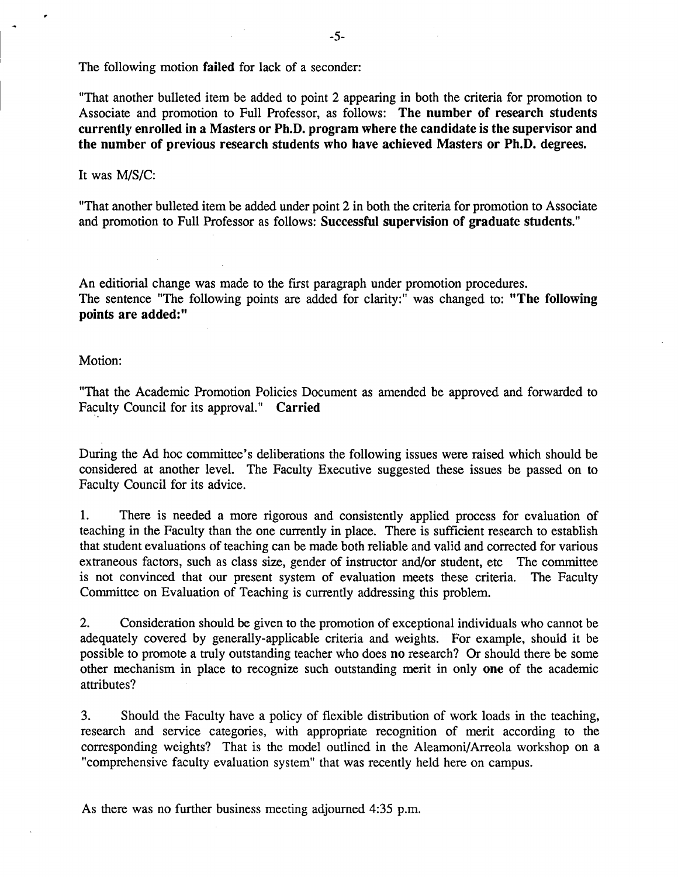The following motion **failed** for lack of a seconder:

"That another bulleted item be added to point 2 appearing in both the criteria for promotion to Associate and promotion to Full Professor, as follows: **The number of research students currently enrolled in a Masters or Ph.D. program where the candidate is the supervisor and the number of previous research students who have achieved Masters or Ph.D. degrees.**

It was M/S/C:

"That another bulleted item be added under point 2 in both the criteria for promotion to Associate and promotion to Full Professor as follows: **Successful supervision of graduate students.**"

An editiorial change was made to the first paragraph under promotion procedures.
The sentence "The following points are added for clarity:" was changed to: **"The following points are added:"**

Motion:

"That the Academic Promotion Policies Document as amended be approved and forwarded to Faculty Council for its approval." **Carried**

During the Ad hoc committee's deliberations the following issues were raised which should be considered at another level. The Faculty Executive suggested these issues be passed on to Faculty Council for its advice.

1. There is needed a more rigorous and consistently applied process for evaluation of teaching in the Faculty than the one currently in place. There is sufficient research to establish that student evaluations of teaching can be made both reliable and valid and corrected for various extraneous factors, such as class size, gender of instructor and/or student, etc The committee is not convinced that our present system of evaluation meets these criteria. The Faculty Committee on Evaluation of Teaching is currently addressing this problem.

2. Consideration should be given to the promotion of exceptional individuals who cannot be adequately covered by generally-applicable criteria and weights. For example, should it be possible to promote a truly outstanding teacher who does **no** research? Or should there be some other mechanism in place to recognize such outstanding merit in only **one** of the academic attributes?

3. Should the Faculty have a policy of flexible distribution of work loads in the teaching, research and service categories, with appropriate recognition of merit according to the corresponding weights? That is the model outlined in the Aleamoni/Arreola workshop on a "comprehensive faculty evaluation system" that was recently held here on campus.

As there was no further business meeting adjourned 4:35 p.m.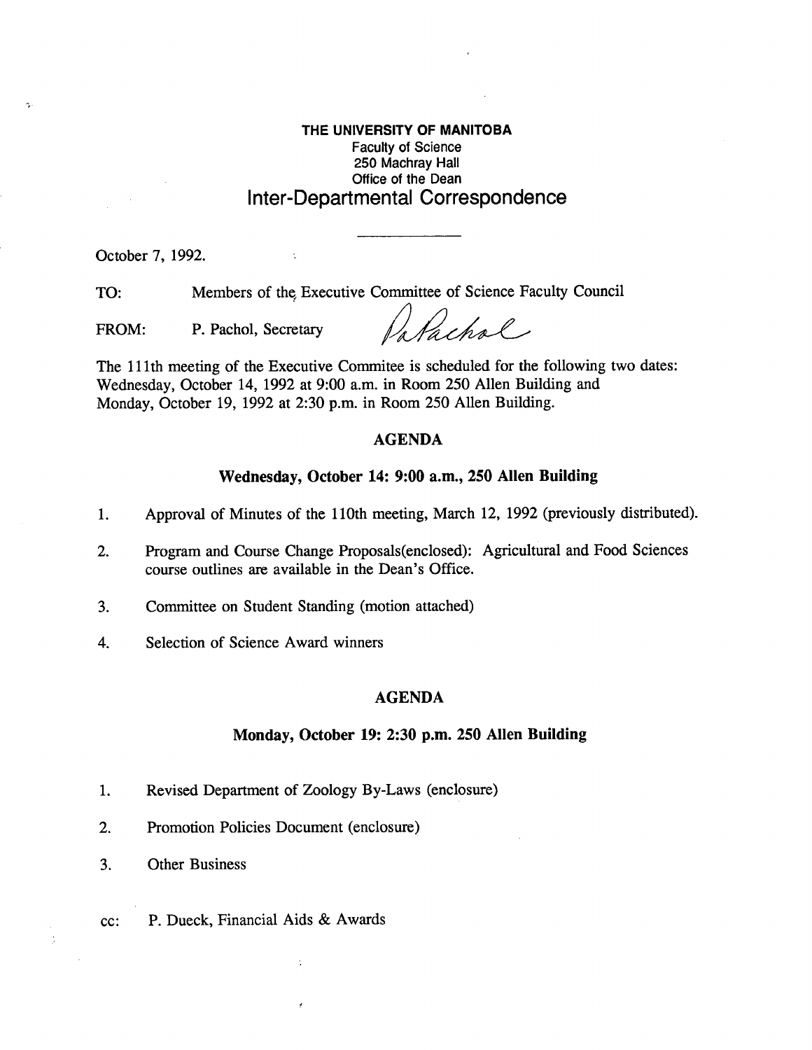**THE UNIVERSITY OF MANITOBA**
Faculty of Science
250 Machray Hall
Office of the Dean

# Inter-Departmental Correspondence

October 7, 1992.

TO: Members of the Executive Committee of Science Faculty Council

FROM: P. Pachol, Secretary

The 111th meeting of the Executive Commitee is scheduled for the following two dates: Wednesday, October 14, 1992 at 9:00 a.m. in Room 250 Allen Building and Monday, October 19, 1992 at 2:30 p.m. in Room 250 Allen Building.

## AGENDA

### Wednesday, October 14: 9:00 a.m., 250 Allen Building

1. Approval of Minutes of the 110th meeting, March 12, 1992 (previously distributed).

2. Program and Course Change Proposals(enclosed): Agricultural and Food Sciences course outlines are available in the Dean's Office.

3. Committee on Student Standing (motion attached)

4. Selection of Science Award winners

## AGENDA

### Monday, October 19: 2:30 p.m. 250 Allen Building

1. Revised Department of Zoology By-Laws (enclosure)

2. Promotion Policies Document (enclosure)

3. Other Business

cc: P. Dueck, Financial Aids & Awards